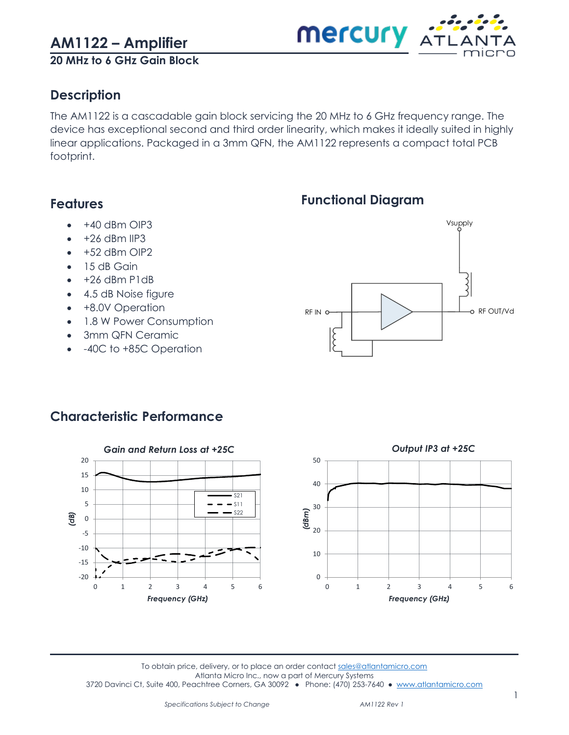# AM1122 – Amplifier

**20 MHz to 6 GHz Gain Block**

## Description

The AM1122 is a cascadable gain block servicing the 20 MHz to 6 GHz frequency range. The device has exceptional second and third order linearity, which makes it ideally suited in highly linear applications. Packaged in a 3mm QFN, the AM1122 represents a compact total PCB footprint.

## Features

- +40 dBm OIP3
- +26 dBm IIP3
- +52 dBm OIP2
- 15 dB Gain
- +26 dBm P1dB
- 4.5 dB Noise figure
- +8.0V Operation
- 1.8 W Power Consumption
- 3mm QFN Ceramic
- -40C to +85C Operation

## Functional Diagram

Vsupply

RF IN

RF OUT/Vd

## Characteristic Performance

*Gain and Return Loss at +25C*

*Output IP3 at +25C*

To obtain price, delivery, or to place an order contact sales@atlantamicro.com
Atlanta Micro Inc., now a part of Mercury Systems
3720 Davinci Ct, Suite 400, Peachtree Corners, GA 30092 • Phone: (470) 253-7640 • www.atlantamicro.com

*Specifications Subject to Change* *AM1122 Rev 1*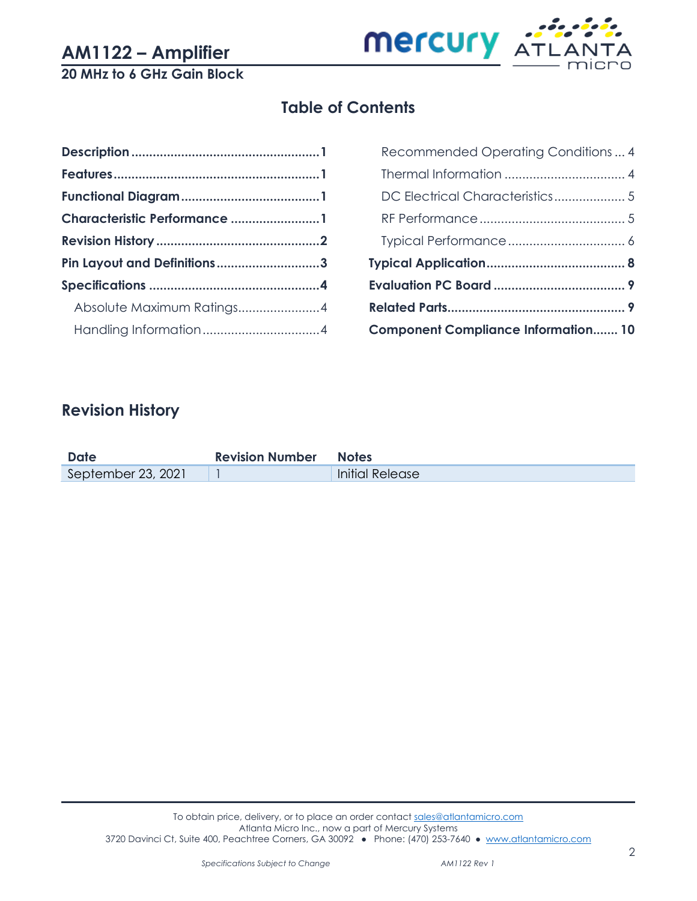## Table of Contents

**Description** ....................................................**1**
**Features** ..........................................................**1**
**Functional Diagram** .......................................**1**
**Characteristic Performance** .........................**1**
**Revision History** ..............................................**2**
**Pin Layout and Definitions** .............................**3**
**Specifications** ................................................**4**
Absolute Maximum Ratings.......................4
Handling Information.................................4
Recommended Operating Conditions ... 4
Thermal Information .................................. 4
DC Electrical Characteristics.................... 5
RF Performance ......................................... 5
Typical Performance ................................. 6
**Typical Application** ....................................... **8**
**Evaluation PC Board** ..................................... **9**
**Related Parts** .................................................. **9**
**Component Compliance Information** ....... **10**

## Revision History

| Date | Revision Number | Notes |
| --- | --- | --- |
| September 23, 2021 | 1 | Initial Release |

To obtain price, delivery, or to place an order contact sales@atlantamicro.com
Atlanta Micro Inc., now a part of Mercury Systems
3720 Davinci Ct, Suite 400, Peachtree Corners, GA 30092 • Phone: (470) 253-7640 • www.atlantamicro.com

*Specifications Subject to Change*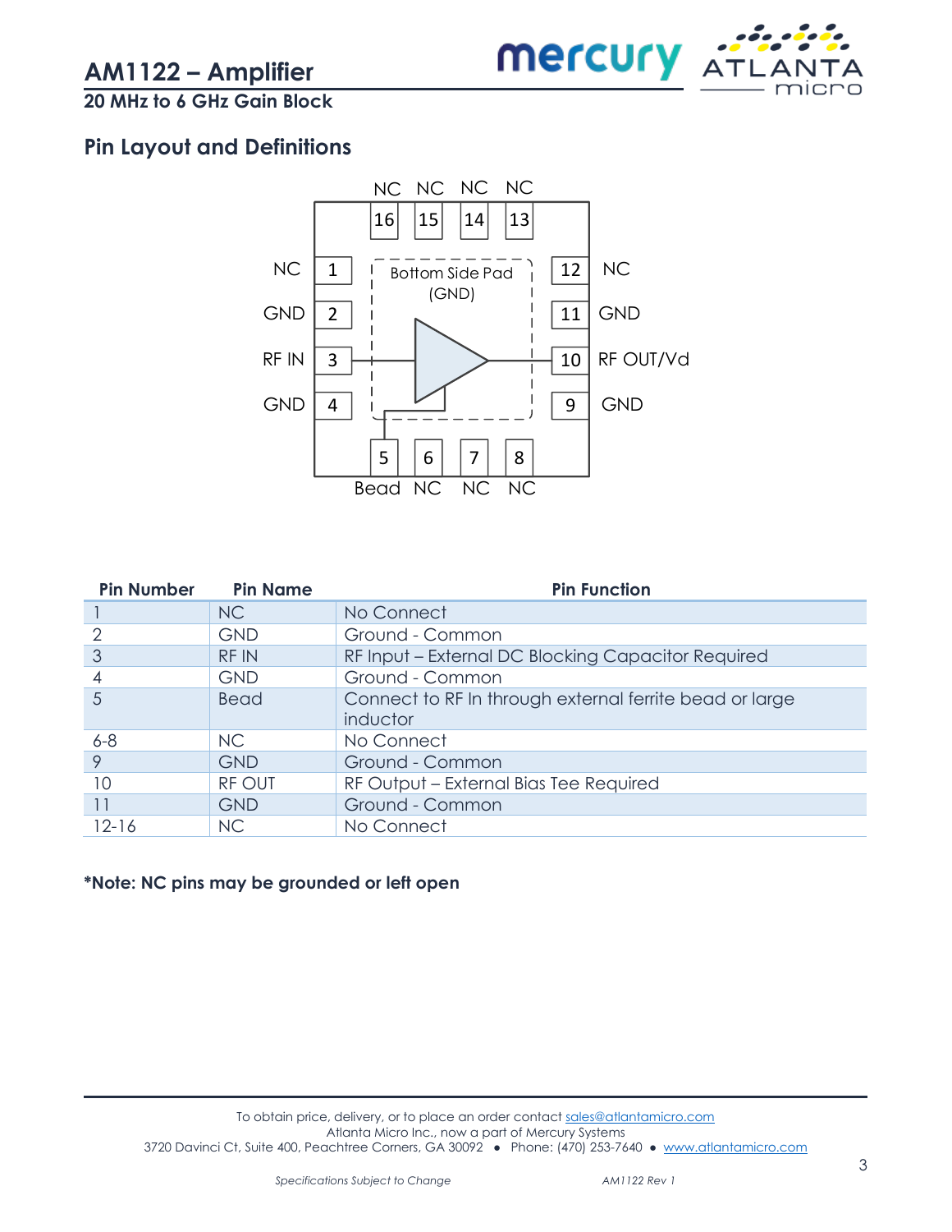## Pin Layout and Definitions

| Pin Number | Pin Name | Pin Function |
|---|---|---|
| 1 | NC | No Connect |
| 2 | GND | Ground - Common |
| 3 | RF IN | RF Input – External DC Blocking Capacitor Required |
| 4 | GND | Ground - Common |
| 5 | Bead | Connect to RF In through external ferrite bead or large inductor |
| 6-8 | NC | No Connect |
| 9 | GND | Ground - Common |
| 10 | RF OUT | RF Output – External Bias Tee Required |
| 11 | GND | Ground - Common |
| 12-16 | NC | No Connect |

**\*Note: NC pins may be grounded or left open**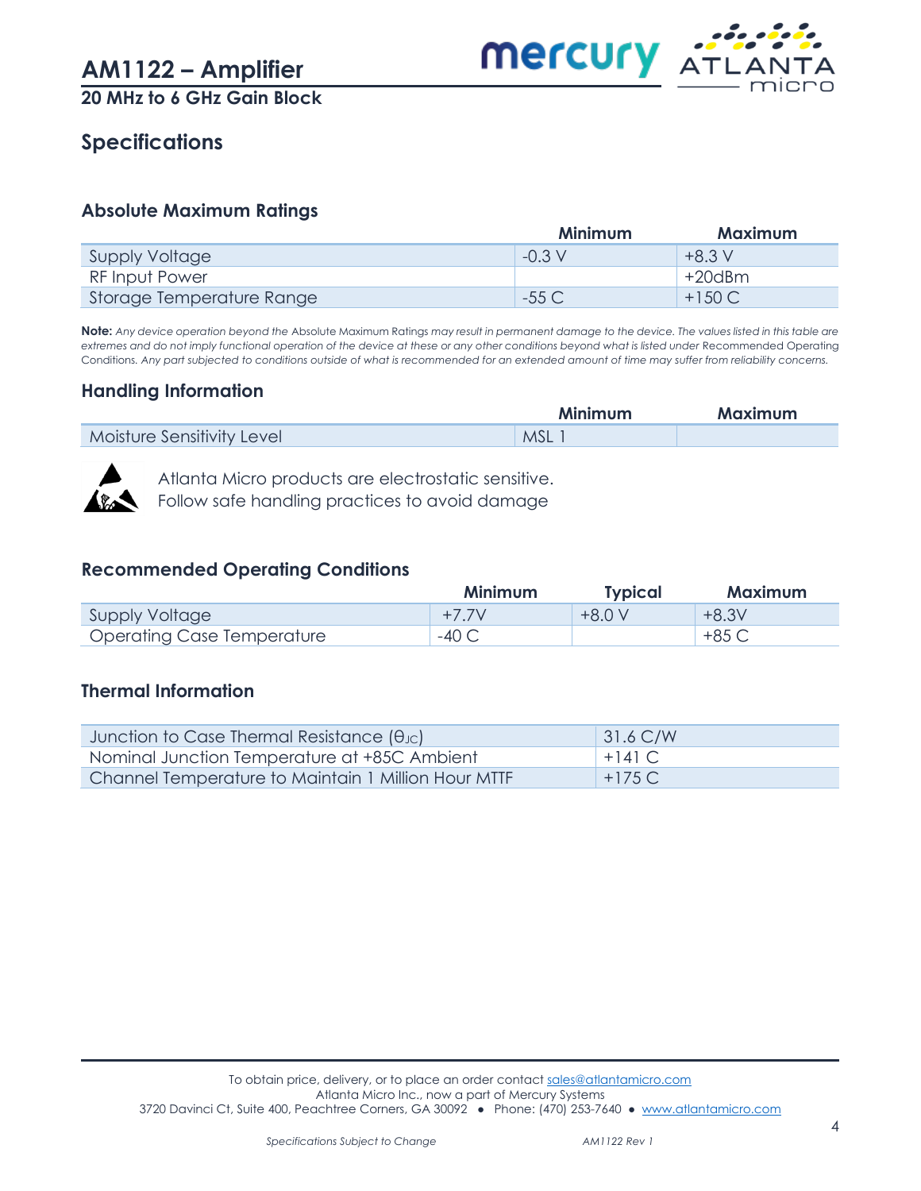## Specifications

### Absolute Maximum Ratings

| | Minimum | Maximum |
|---|---|---|
| Supply Voltage | -0.3 V | +8.3 V |
| RF Input Power | | +20dBm |
| Storage Temperature Range | -55 C | +150 C |

**Note:** *Any device operation beyond the* Absolute Maximum Ratings *may result in permanent damage to the device. The values listed in this table are extremes and do not imply functional operation of the device at these or any other conditions beyond what is listed under* Recommended Operating Conditions. *Any part subjected to conditions outside of what is recommended for an extended amount of time may suffer from reliability concerns.*

### Handling Information

| | Minimum | Maximum |
|---|---|---|
| Moisture Sensitivity Level | MSL 1 | |

Atlanta Micro products are electrostatic sensitive.
Follow safe handling practices to avoid damage

### Recommended Operating Conditions

| | Minimum | Typical | Maximum |
|---|---|---|---|
| Supply Voltage | +7.7V | +8.0 V | +8.3V |
| Operating Case Temperature | -40 C | | +85 C |

### Thermal Information

| | |
|---|---|
| Junction to Case Thermal Resistance ($\theta_{JC}$) | 31.6 C/W |
| Nominal Junction Temperature at +85C Ambient | +141 C |
| Channel Temperature to Maintain 1 Million Hour MTTF | +175 C |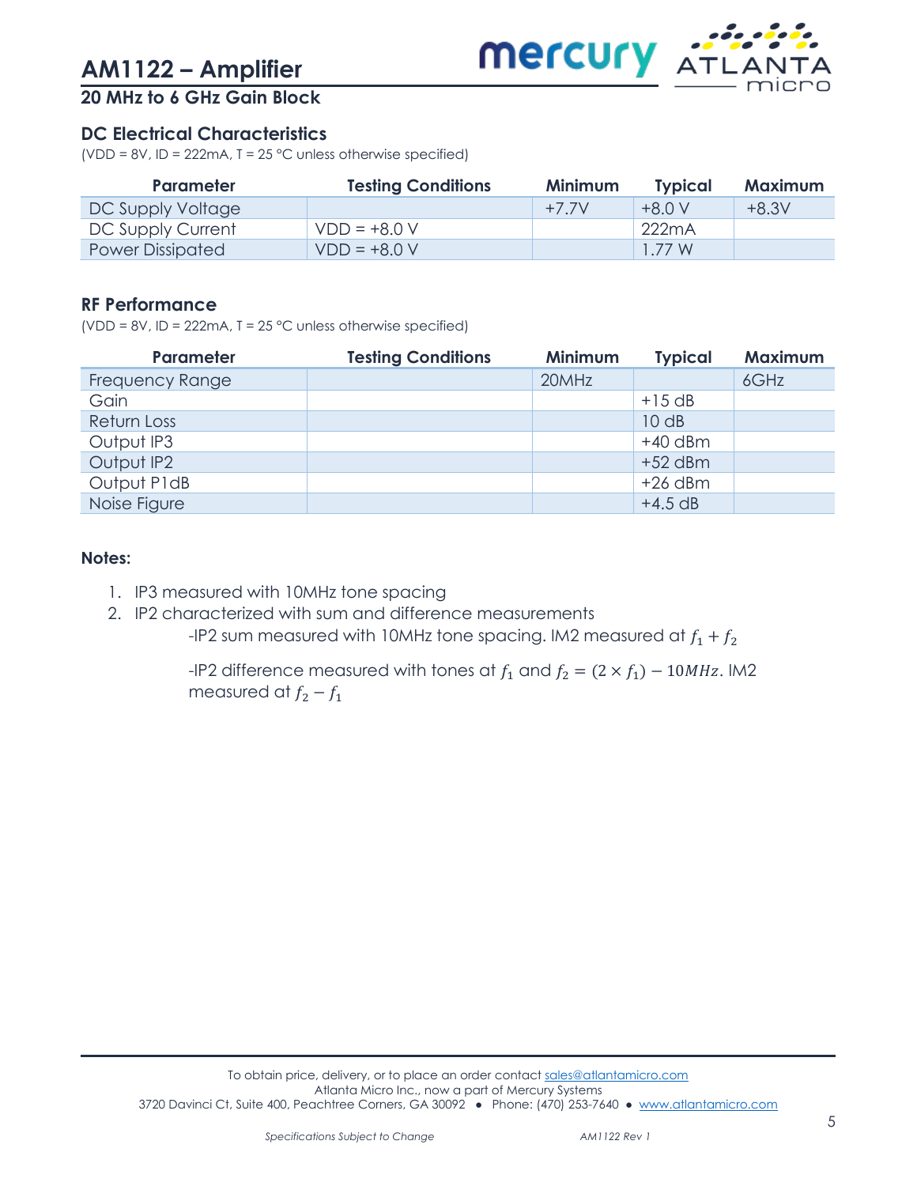# AM1122 – Amplifier

## 20 MHz to 6 GHz Gain Block

### DC Electrical Characteristics

(VDD = 8V, ID = 222mA, T = 25 °C unless otherwise specified)

| Parameter | Testing Conditions | Minimum | Typical | Maximum |
|---|---|---|---|---|
| DC Supply Voltage | | +7.7V | +8.0 V | +8.3V |
| DC Supply Current | VDD = +8.0 V | | 222mA | |
| Power Dissipated | VDD = +8.0 V | | 1.77 W | |

### RF Performance

(VDD = 8V, ID = 222mA, T = 25 °C unless otherwise specified)

| Parameter | Testing Conditions | Minimum | Typical | Maximum |
|---|---|---|---|---|
| Frequency Range | | 20MHz | | 6GHz |
| Gain | | | +15 dB | |
| Return Loss | | | 10 dB | |
| Output IP3 | | | +40 dBm | |
| Output IP2 | | | +52 dBm | |
| Output P1dB | | | +26 dBm | |
| Noise Figure | | | +4.5 dB | |

**Notes:**

1. IP3 measured with 10MHz tone spacing
2. IP2 characterized with sum and difference measurements

   -IP2 sum measured with 10MHz tone spacing. IM2 measured at $f_1 + f_2$

   -IP2 difference measured with tones at $f_1$ and $f_2 = (2 \times f_1) - 10MHz$. IM2 measured at $f_2 - f_1$

To obtain price, delivery, or to place an order contact sales@atlantamicro.com
Atlanta Micro Inc., now a part of Mercury Systems
3720 Davinci Ct, Suite 400, Peachtree Corners, GA 30092 ● Phone: (470) 253-7640 ● www.atlantamicro.com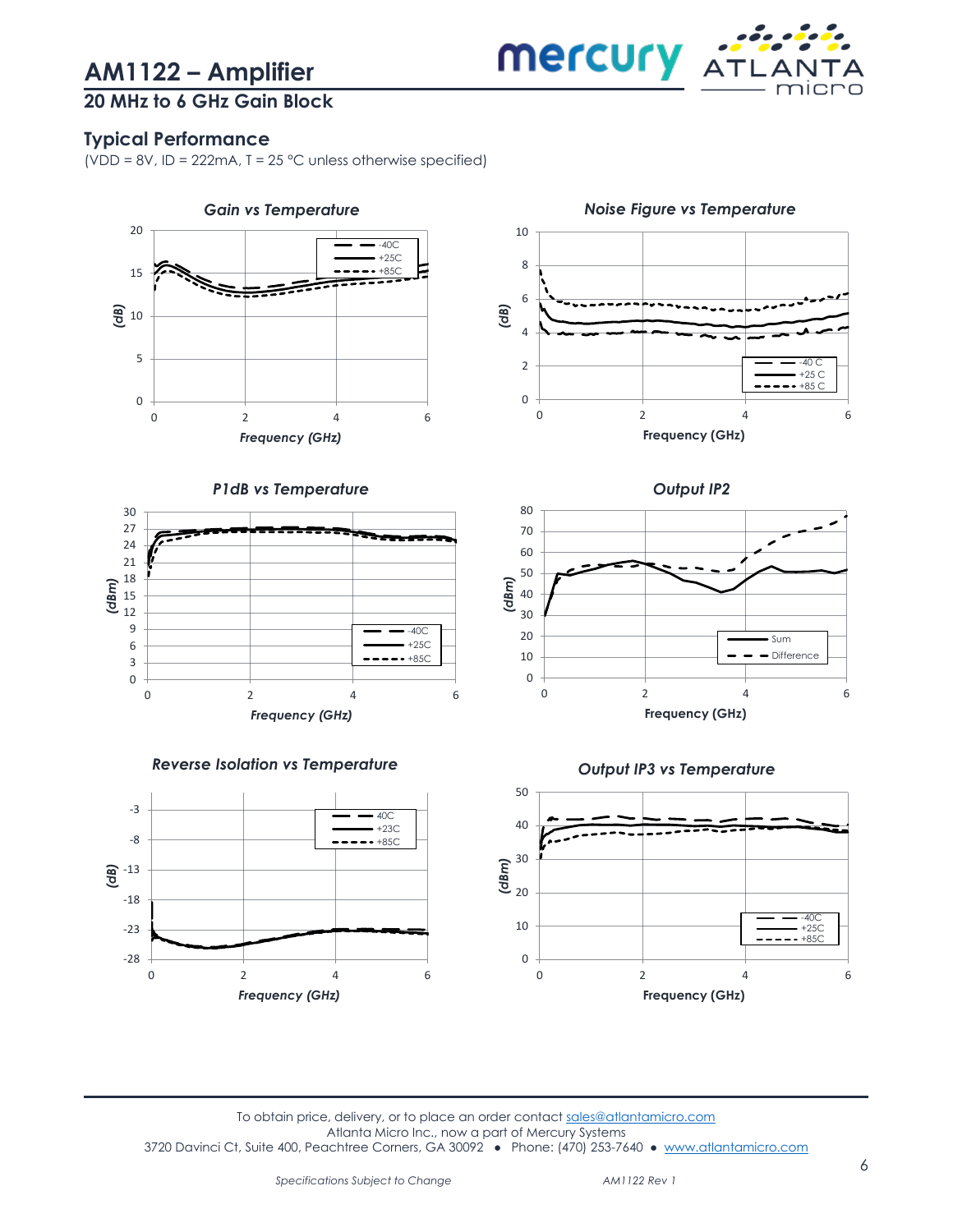## Typical Performance

(VDD = 8V, ID = 222mA, T = 25 °C unless otherwise specified)

**Gain vs Temperature**

**Noise Figure vs Temperature**

**P1dB vs Temperature**

**Output IP2**

**Reverse Isolation vs Temperature**

**Output IP3 vs Temperature**

To obtain price, delivery, or to place an order contact sales@atlantamicro.com
Atlanta Micro Inc., now a part of Mercury Systems
3720 Davinci Ct, Suite 400, Peachtree Corners, GA 30092 • Phone: (470) 253-7640 • www.atlantamicro.com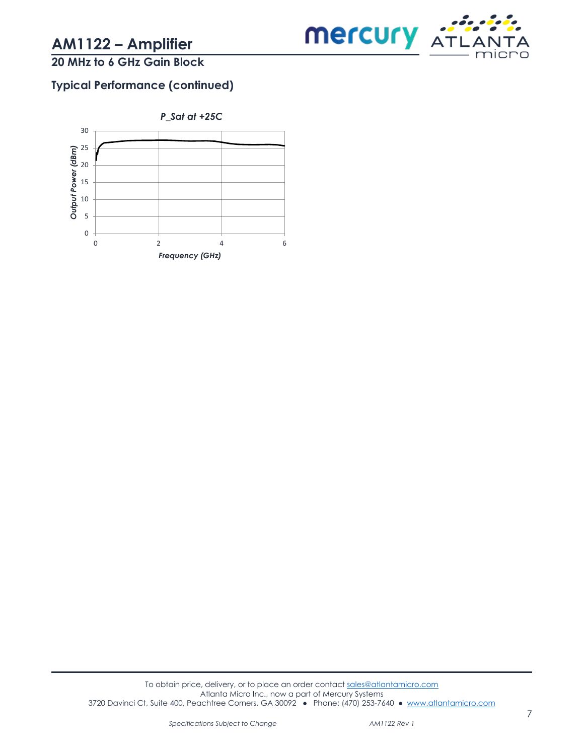# AM1122 – Amplifier

## 20 MHz to 6 GHz Gain Block

### Typical Performance (continued)

*P_Sat at +25C*

Output Power (dBm)

Frequency (GHz)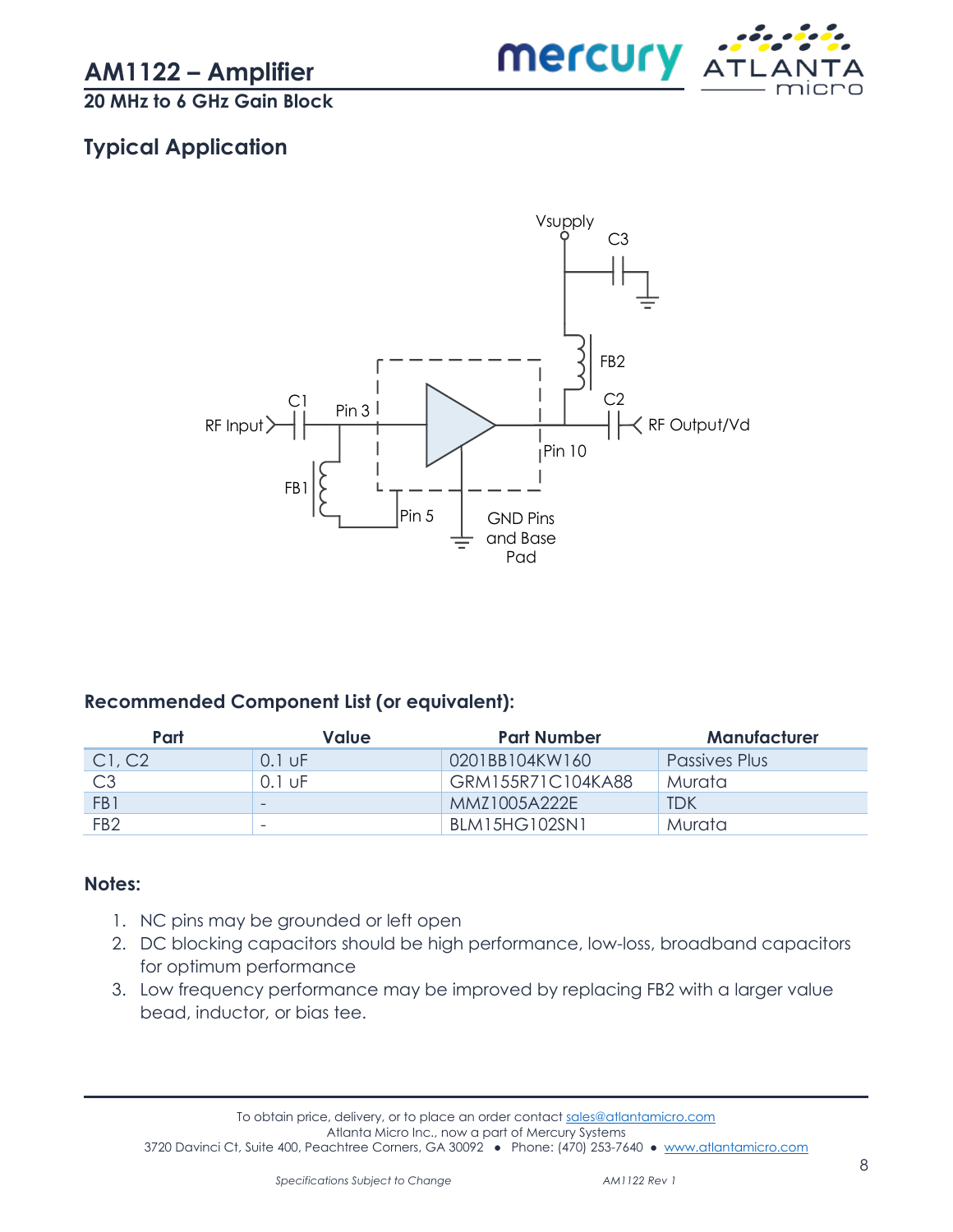# AM1122 – Amplifier

**20 MHz to 6 GHz Gain Block**

## Typical Application

Vsupply

C3

FB2

C2

C1

Pin 3

RF Input

RF Output/Vd

Pin 10

FB1

Pin 5

GND Pins and Base Pad

### Recommended Component List (or equivalent):

| Part | Value | Part Number | Manufacturer |
|---|---|---|---|
| C1, C2 | 0.1 uF | 0201BB104KW160 | Passives Plus |
| C3 | 0.1 uF | GRM155R71C104KA88 | Murata |
| FB1 | - | MMZ1005A222E | TDK |
| FB2 | - | BLM15HG102SN1 | Murata |

### Notes:

1. NC pins may be grounded or left open
2. DC blocking capacitors should be high performance, low-loss, broadband capacitors for optimum performance
3. Low frequency performance may be improved by replacing FB2 with a larger value bead, inductor, or bias tee.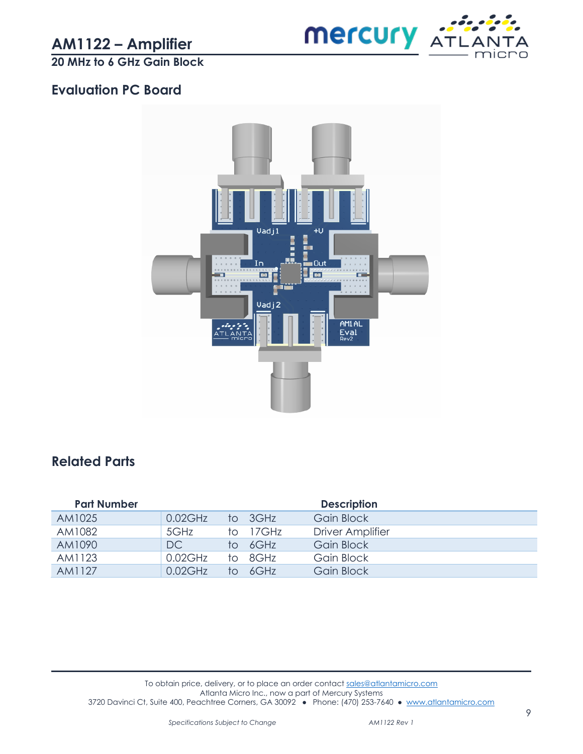## Evaluation PC Board

## Related Parts

| Part Number | Description | | | |
|---|---|---|---|---|
| AM1025 | 0.02GHz | to | 3GHz | Gain Block |
| AM1082 | 5GHz | to | 17GHz | Driver Amplifier |
| AM1090 | DC | to | 6GHz | Gain Block |
| AM1123 | 0.02GHz | to | 8GHz | Gain Block |
| AM1127 | 0.02GHz | to | 6GHz | Gain Block |

To obtain price, delivery, or to place an order contact sales@atlantamicro.com
Atlanta Micro Inc., now a part of Mercury Systems
3720 Davinci Ct, Suite 400, Peachtree Corners, GA 30092 • Phone: (470) 253-7640 • www.atlantamicro.com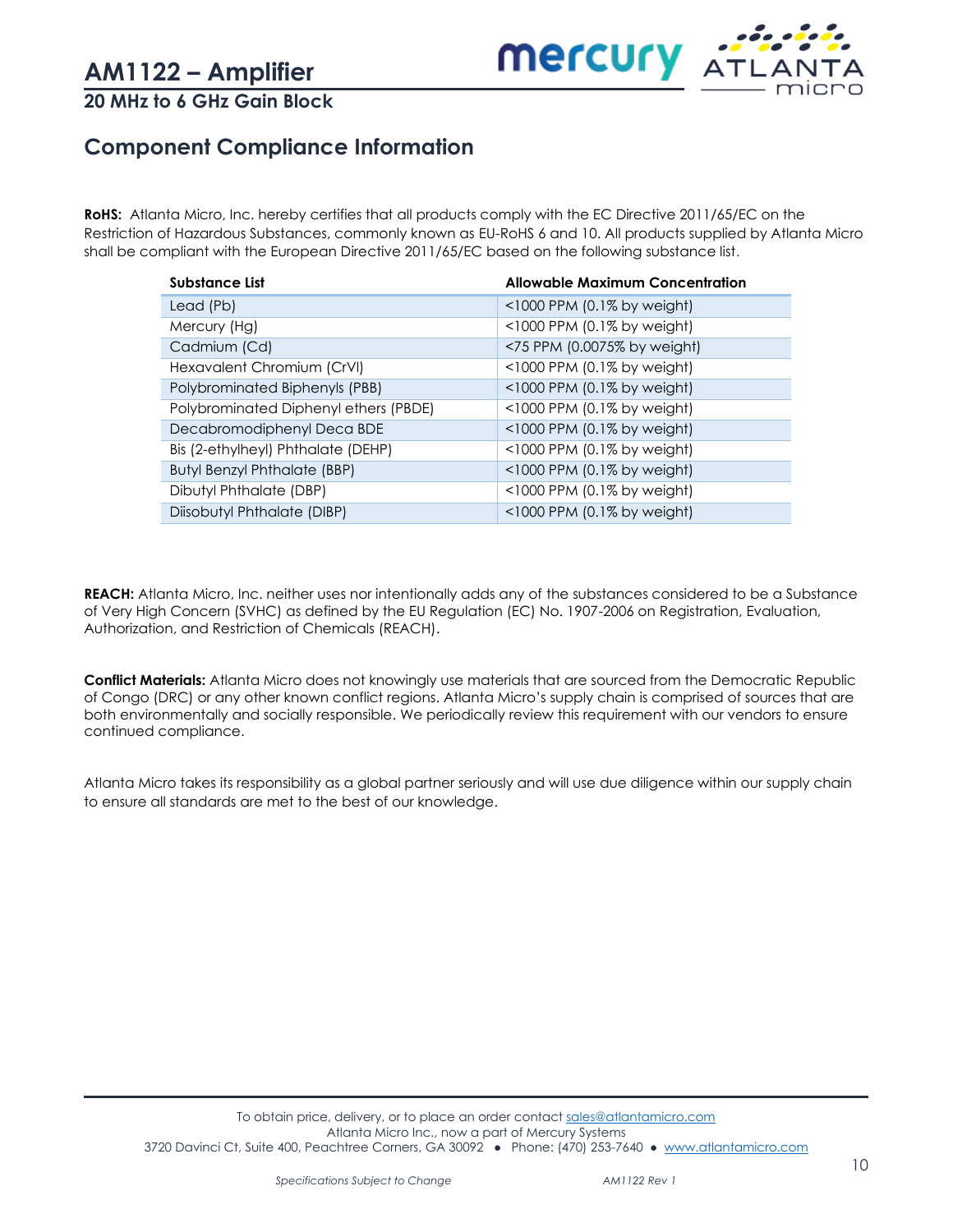## Component Compliance Information

**RoHS:** Atlanta Micro, Inc. hereby certifies that all products comply with the EC Directive 2011/65/EC on the Restriction of Hazardous Substances, commonly known as EU-RoHS 6 and 10. All products supplied by Atlanta Micro shall be compliant with the European Directive 2011/65/EC based on the following substance list.

| Substance List | Allowable Maximum Concentration |
|---|---|
| Lead (Pb) | <1000 PPM (0.1% by weight) |
| Mercury (Hg) | <1000 PPM (0.1% by weight) |
| Cadmium (Cd) | <75 PPM (0.0075% by weight) |
| Hexavalent Chromium (CrVI) | <1000 PPM (0.1% by weight) |
| Polybrominated Biphenyls (PBB) | <1000 PPM (0.1% by weight) |
| Polybrominated Diphenyl ethers (PBDE) | <1000 PPM (0.1% by weight) |
| Decabromodiphenyl Deca BDE | <1000 PPM (0.1% by weight) |
| Bis (2-ethylheyl) Phthalate (DEHP) | <1000 PPM (0.1% by weight) |
| Butyl Benzyl Phthalate (BBP) | <1000 PPM (0.1% by weight) |
| Dibutyl Phthalate (DBP) | <1000 PPM (0.1% by weight) |
| Diisobutyl Phthalate (DIBP) | <1000 PPM (0.1% by weight) |

**REACH:** Atlanta Micro, Inc. neither uses nor intentionally adds any of the substances considered to be a Substance of Very High Concern (SVHC) as defined by the EU Regulation (EC) No. 1907-2006 on Registration, Evaluation, Authorization, and Restriction of Chemicals (REACH).

**Conflict Materials:** Atlanta Micro does not knowingly use materials that are sourced from the Democratic Republic of Congo (DRC) or any other known conflict regions. Atlanta Micro's supply chain is comprised of sources that are both environmentally and socially responsible. We periodically review this requirement with our vendors to ensure continued compliance.

Atlanta Micro takes its responsibility as a global partner seriously and will use due diligence within our supply chain to ensure all standards are met to the best of our knowledge.